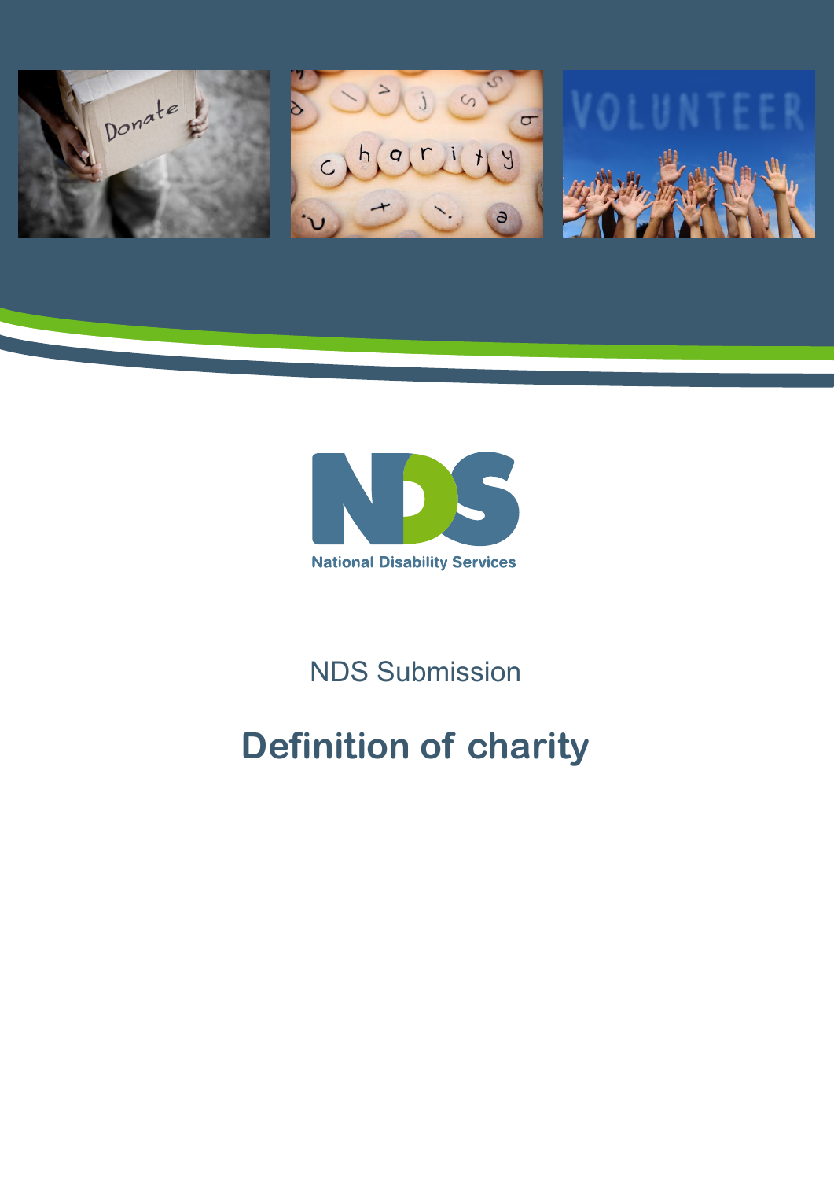National Disability Services

NDS Submission

# Definition of charity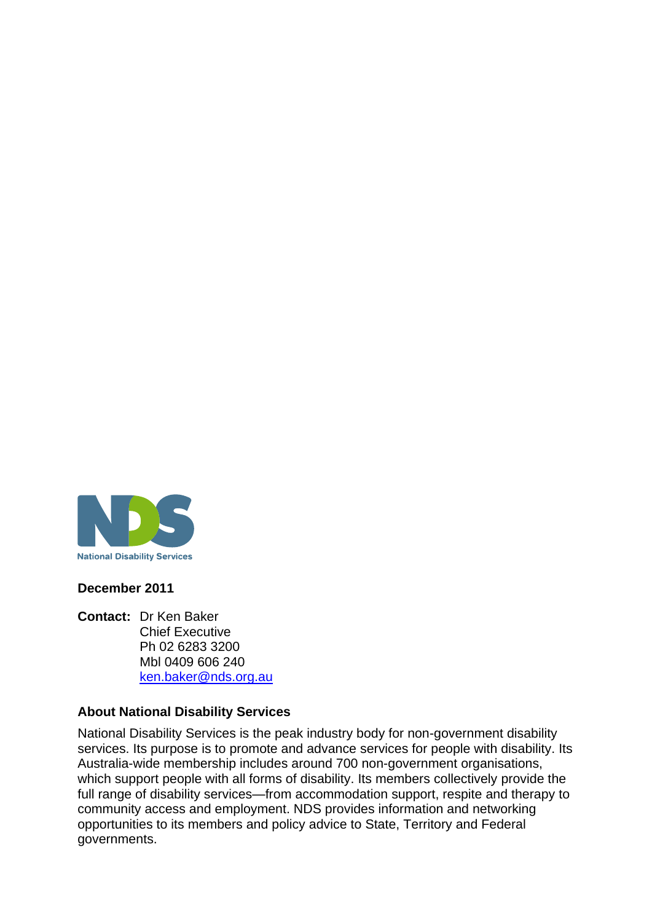National Disability Services

**December 2011**

**Contact:** Dr Ken Baker
Chief Executive
Ph 02 6283 3200
Mbl 0409 606 240
ken.baker@nds.org.au

**About National Disability Services**

National Disability Services is the peak industry body for non-government disability services. Its purpose is to promote and advance services for people with disability. Its Australia-wide membership includes around 700 non-government organisations, which support people with all forms of disability. Its members collectively provide the full range of disability services—from accommodation support, respite and therapy to community access and employment. NDS provides information and networking opportunities to its members and policy advice to State, Territory and Federal governments.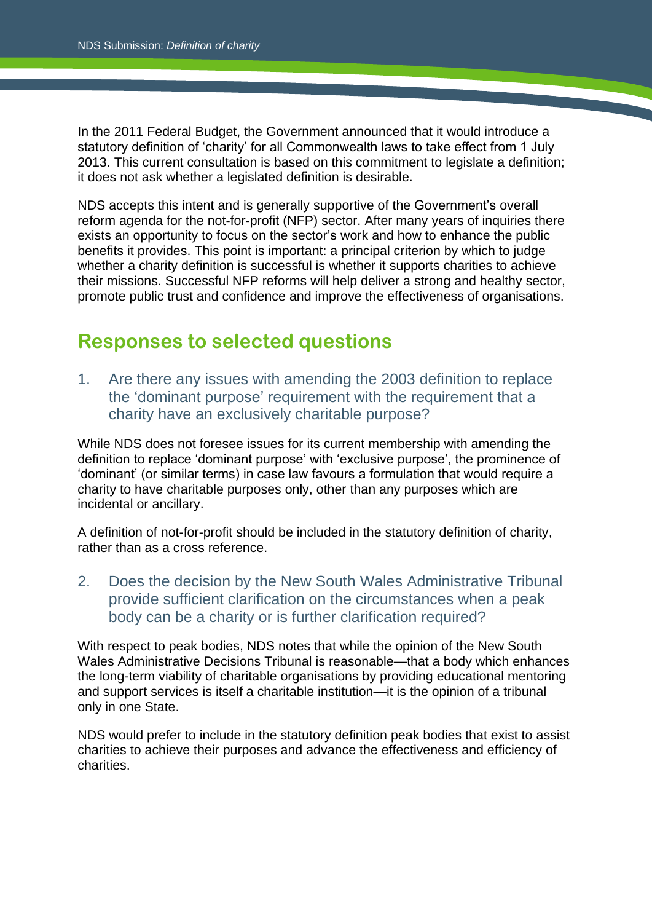In the 2011 Federal Budget, the Government announced that it would introduce a statutory definition of 'charity' for all Commonwealth laws to take effect from 1 July 2013. This current consultation is based on this commitment to legislate a definition; it does not ask whether a legislated definition is desirable.

NDS accepts this intent and is generally supportive of the Government's overall reform agenda for the not-for-profit (NFP) sector. After many years of inquiries there exists an opportunity to focus on the sector's work and how to enhance the public benefits it provides. This point is important: a principal criterion by which to judge whether a charity definition is successful is whether it supports charities to achieve their missions. Successful NFP reforms will help deliver a strong and healthy sector, promote public trust and confidence and improve the effectiveness of organisations.

## Responses to selected questions

### 1. Are there any issues with amending the 2003 definition to replace the 'dominant purpose' requirement with the requirement that a charity have an exclusively charitable purpose?

While NDS does not foresee issues for its current membership with amending the definition to replace 'dominant purpose' with 'exclusive purpose', the prominence of 'dominant' (or similar terms) in case law favours a formulation that would require a charity to have charitable purposes only, other than any purposes which are incidental or ancillary.

A definition of not-for-profit should be included in the statutory definition of charity, rather than as a cross reference.

### 2. Does the decision by the New South Wales Administrative Tribunal provide sufficient clarification on the circumstances when a peak body can be a charity or is further clarification required?

With respect to peak bodies, NDS notes that while the opinion of the New South Wales Administrative Decisions Tribunal is reasonable—that a body which enhances the long-term viability of charitable organisations by providing educational mentoring and support services is itself a charitable institution—it is the opinion of a tribunal only in one State.

NDS would prefer to include in the statutory definition peak bodies that exist to assist charities to achieve their purposes and advance the effectiveness and efficiency of charities.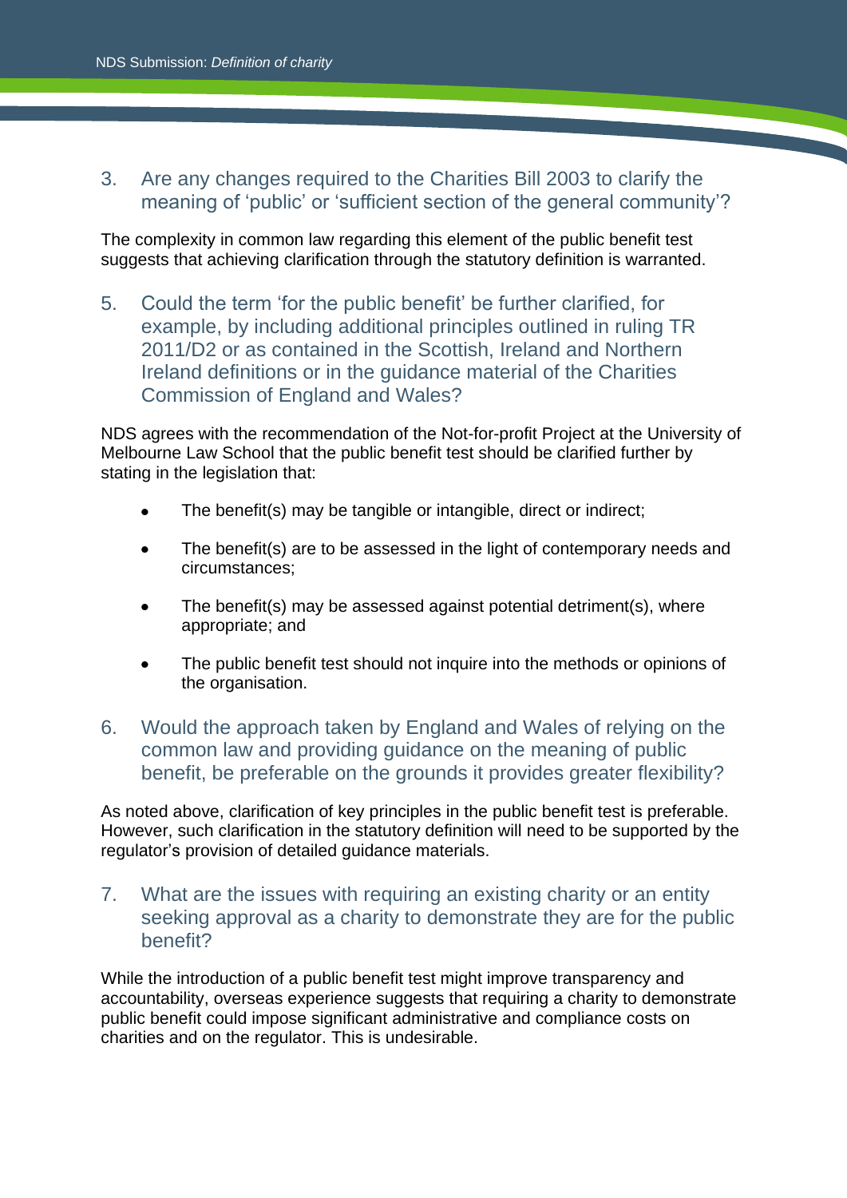### 3. Are any changes required to the Charities Bill 2003 to clarify the meaning of 'public' or 'sufficient section of the general community'?

The complexity in common law regarding this element of the public benefit test suggests that achieving clarification through the statutory definition is warranted.

### 5. Could the term 'for the public benefit' be further clarified, for example, by including additional principles outlined in ruling TR 2011/D2 or as contained in the Scottish, Ireland and Northern Ireland definitions or in the guidance material of the Charities Commission of England and Wales?

NDS agrees with the recommendation of the Not-for-profit Project at the University of Melbourne Law School that the public benefit test should be clarified further by stating in the legislation that:

- The benefit(s) may be tangible or intangible, direct or indirect;
- The benefit(s) are to be assessed in the light of contemporary needs and circumstances;
- The benefit(s) may be assessed against potential detriment(s), where appropriate; and
- The public benefit test should not inquire into the methods or opinions of the organisation.

### 6. Would the approach taken by England and Wales of relying on the common law and providing guidance on the meaning of public benefit, be preferable on the grounds it provides greater flexibility?

As noted above, clarification of key principles in the public benefit test is preferable. However, such clarification in the statutory definition will need to be supported by the regulator's provision of detailed guidance materials.

### 7. What are the issues with requiring an existing charity or an entity seeking approval as a charity to demonstrate they are for the public benefit?

While the introduction of a public benefit test might improve transparency and accountability, overseas experience suggests that requiring a charity to demonstrate public benefit could impose significant administrative and compliance costs on charities and on the regulator. This is undesirable.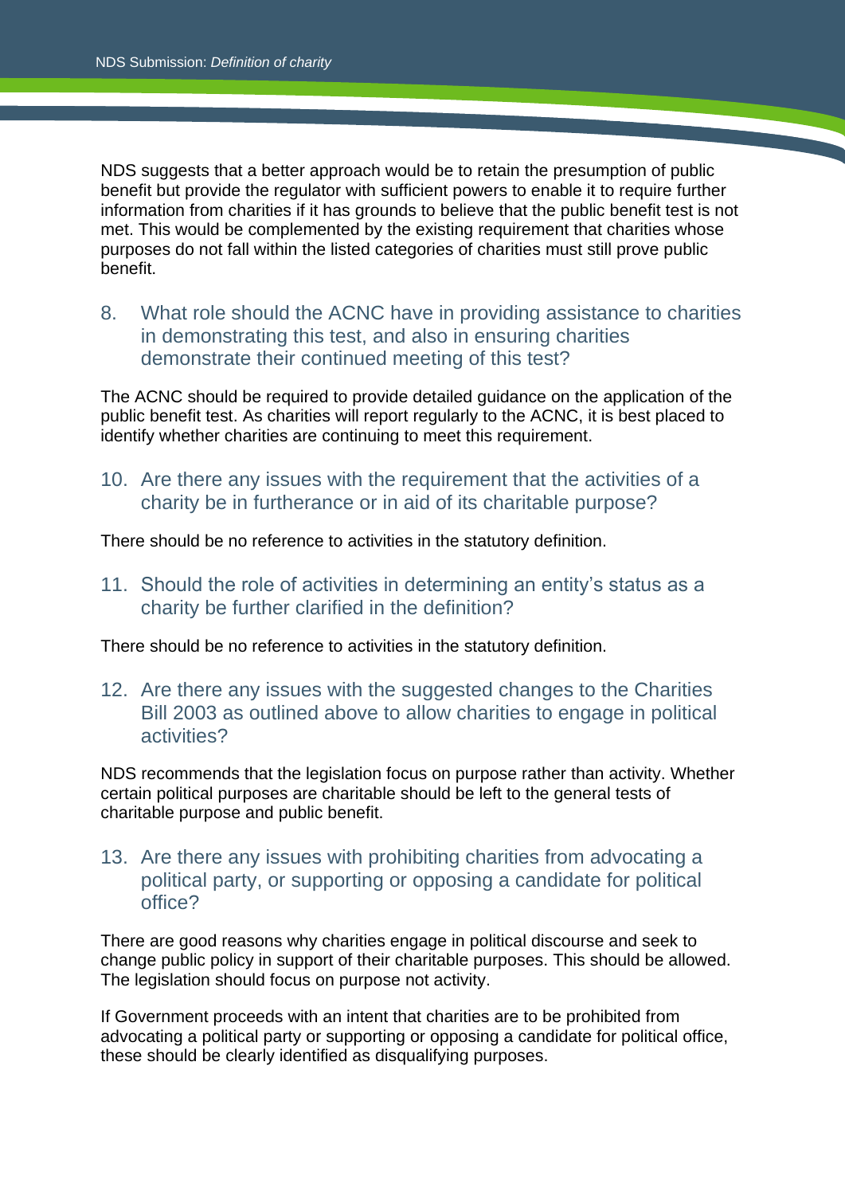NDS suggests that a better approach would be to retain the presumption of public benefit but provide the regulator with sufficient powers to enable it to require further information from charities if it has grounds to believe that the public benefit test is not met. This would be complemented by the existing requirement that charities whose purposes do not fall within the listed categories of charities must still prove public benefit.

## 8. What role should the ACNC have in providing assistance to charities in demonstrating this test, and also in ensuring charities demonstrate their continued meeting of this test?

The ACNC should be required to provide detailed guidance on the application of the public benefit test. As charities will report regularly to the ACNC, it is best placed to identify whether charities are continuing to meet this requirement.

## 10. Are there any issues with the requirement that the activities of a charity be in furtherance or in aid of its charitable purpose?

There should be no reference to activities in the statutory definition.

## 11. Should the role of activities in determining an entity's status as a charity be further clarified in the definition?

There should be no reference to activities in the statutory definition.

## 12. Are there any issues with the suggested changes to the Charities Bill 2003 as outlined above to allow charities to engage in political activities?

NDS recommends that the legislation focus on purpose rather than activity. Whether certain political purposes are charitable should be left to the general tests of charitable purpose and public benefit.

## 13. Are there any issues with prohibiting charities from advocating a political party, or supporting or opposing a candidate for political office?

There are good reasons why charities engage in political discourse and seek to change public policy in support of their charitable purposes. This should be allowed. The legislation should focus on purpose not activity.

If Government proceeds with an intent that charities are to be prohibited from advocating a political party or supporting or opposing a candidate for political office, these should be clearly identified as disqualifying purposes.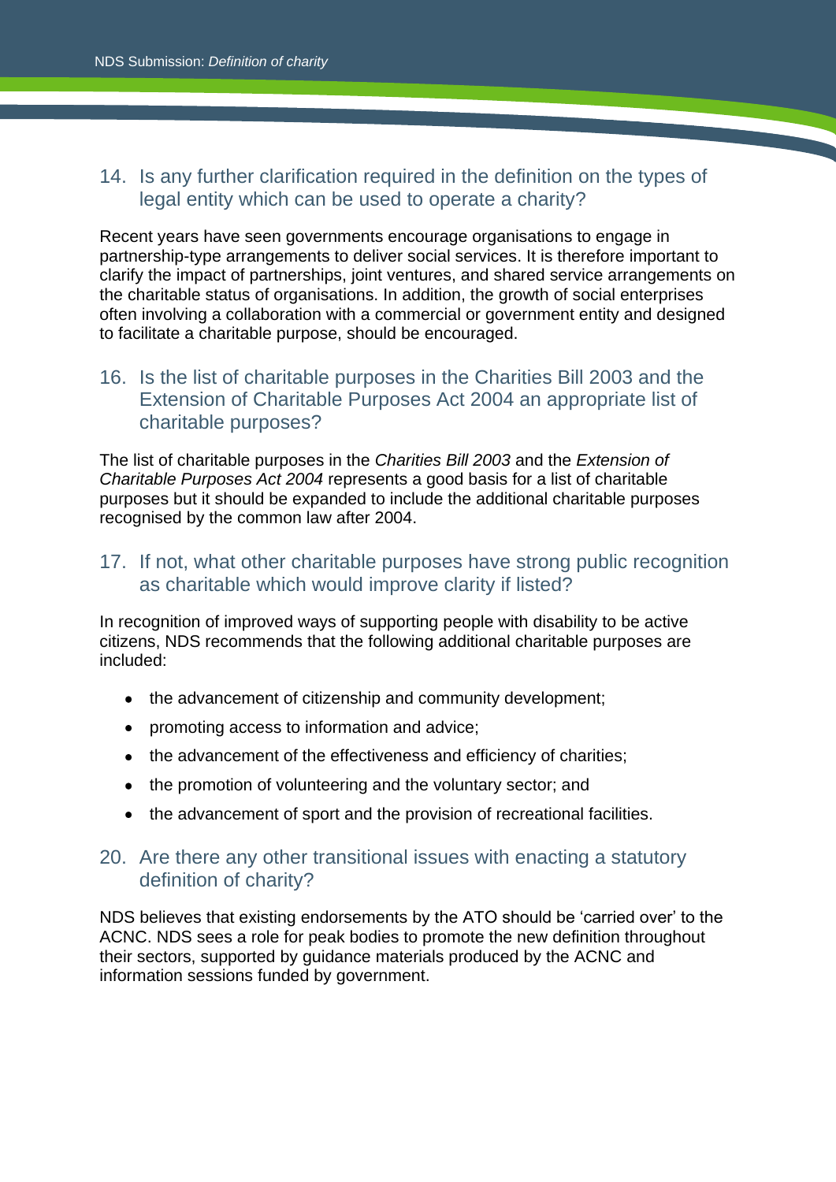## 14. Is any further clarification required in the definition on the types of legal entity which can be used to operate a charity?

Recent years have seen governments encourage organisations to engage in partnership-type arrangements to deliver social services. It is therefore important to clarify the impact of partnerships, joint ventures, and shared service arrangements on the charitable status of organisations. In addition, the growth of social enterprises often involving a collaboration with a commercial or government entity and designed to facilitate a charitable purpose, should be encouraged.

## 16. Is the list of charitable purposes in the Charities Bill 2003 and the Extension of Charitable Purposes Act 2004 an appropriate list of charitable purposes?

The list of charitable purposes in the *Charities Bill 2003* and the *Extension of Charitable Purposes Act 2004* represents a good basis for a list of charitable purposes but it should be expanded to include the additional charitable purposes recognised by the common law after 2004.

## 17. If not, what other charitable purposes have strong public recognition as charitable which would improve clarity if listed?

In recognition of improved ways of supporting people with disability to be active citizens, NDS recommends that the following additional charitable purposes are included:

- the advancement of citizenship and community development;
- promoting access to information and advice;
- the advancement of the effectiveness and efficiency of charities;
- the promotion of volunteering and the voluntary sector; and
- the advancement of sport and the provision of recreational facilities.

## 20. Are there any other transitional issues with enacting a statutory definition of charity?

NDS believes that existing endorsements by the ATO should be 'carried over' to the ACNC. NDS sees a role for peak bodies to promote the new definition throughout their sectors, supported by guidance materials produced by the ACNC and information sessions funded by government.